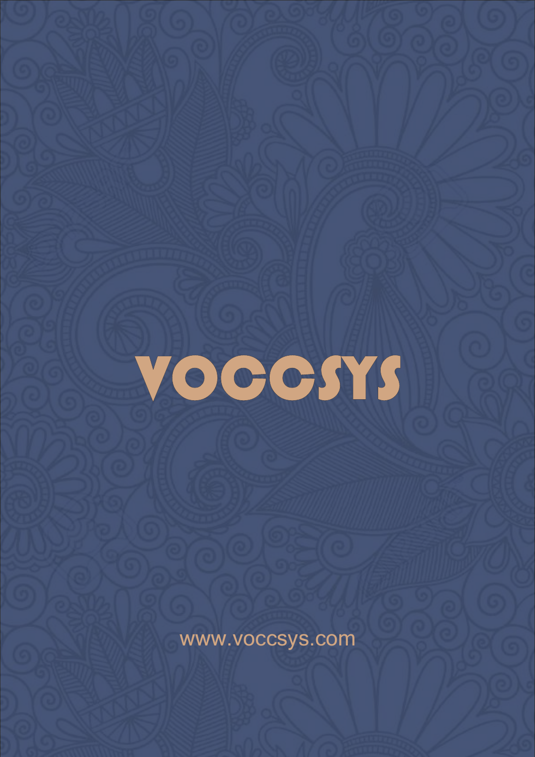# VOCCSYS

www.voccsys.com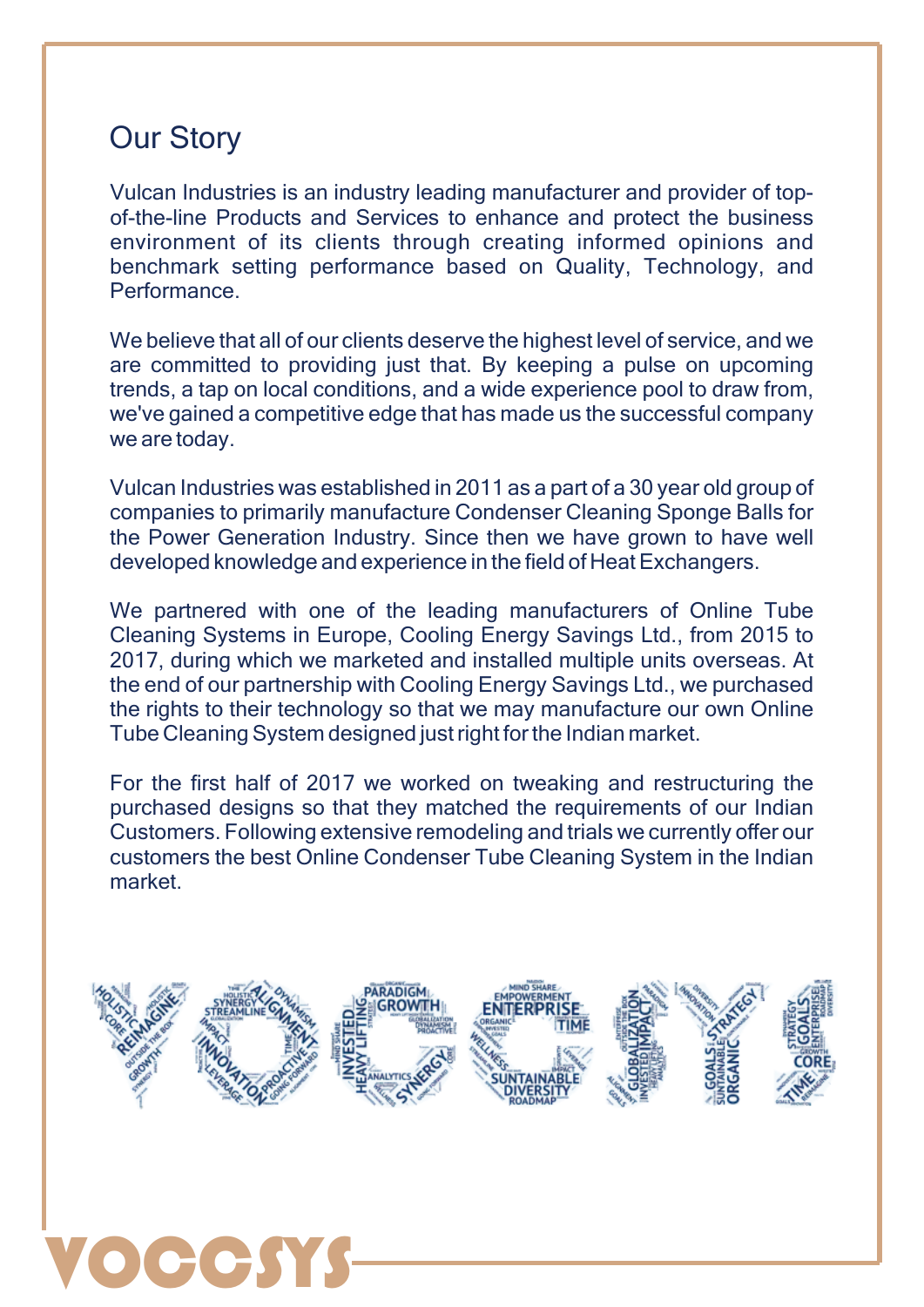# Our Story

Vulcan Industries is an industry leading manufacturer and provider of top-of-the-line Products and Services to enhance and protect the business environment of its clients through creating informed opinions and benchmark setting performance based on Quality, Technology, and Performance.

We believe that all of our clients deserve the highest level of service, and we are committed to providing just that. By keeping a pulse on upcoming trends, a tap on local conditions, and a wide experience pool to draw from, we've gained a competitive edge that has made us the successful company we are today.

Vulcan Industries was established in 2011 as a part of a 30 year old group of companies to primarily manufacture Condenser Cleaning Sponge Balls for the Power Generation Industry. Since then we have grown to have well developed knowledge and experience in the field of Heat Exchangers.

We partnered with one of the leading manufacturers of Online Tube Cleaning Systems in Europe, Cooling Energy Savings Ltd., from 2015 to 2017, during which we marketed and installed multiple units overseas. At the end of our partnership with Cooling Energy Savings Ltd., we purchased the rights to their technology so that we may manufacture our own Online Tube Cleaning System designed just right for the Indian market.

For the first half of 2017 we worked on tweaking and restructuring the purchased designs so that they matched the requirements of our Indian Customers. Following extensive remodeling and trials we currently offer our customers the best Online Condenser Tube Cleaning System in the Indian market.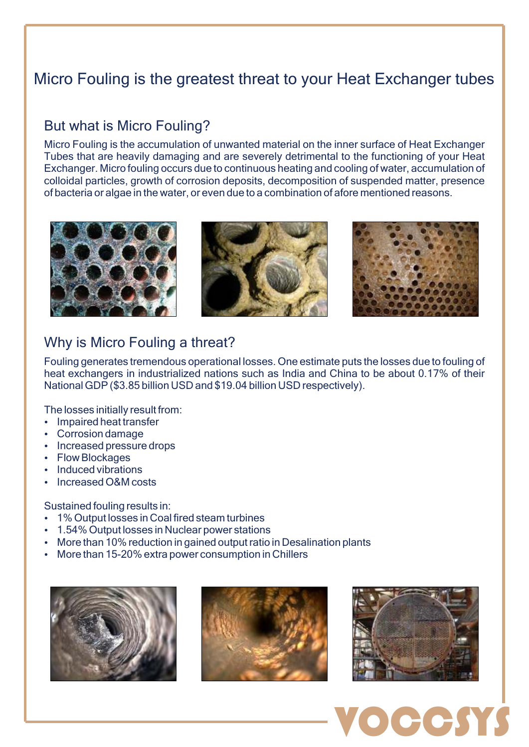# Micro Fouling is the greatest threat to your Heat Exchanger tubes

## But what is Micro Fouling?

Micro Fouling is the accumulation of unwanted material on the inner surface of Heat Exchanger Tubes that are heavily damaging and are severely detrimental to the functioning of your Heat Exchanger. Micro fouling occurs due to continuous heating and cooling of water, accumulation of colloidal particles, growth of corrosion deposits, decomposition of suspended matter, presence of bacteria or algae in the water, or even due to a combination of afore mentioned reasons.

## Why is Micro Fouling a threat?

Fouling generates tremendous operational losses. One estimate puts the losses due to fouling of heat exchangers in industrialized nations such as India and China to be about 0.17% of their National GDP ($3.85 billion USD and $19.04 billion USD respectively).

The losses initially result from:

- Impaired heat transfer
- Corrosion damage
- Increased pressure drops
- Flow Blockages
- Induced vibrations
- Increased O&M costs

Sustained fouling results in:

- 1% Output losses in Coal fired steam turbines
- 1.54% Output losses in Nuclear power stations
- More than 10% reduction in gained output ratio in Desalination plants
- More than 15-20% extra power consumption in Chillers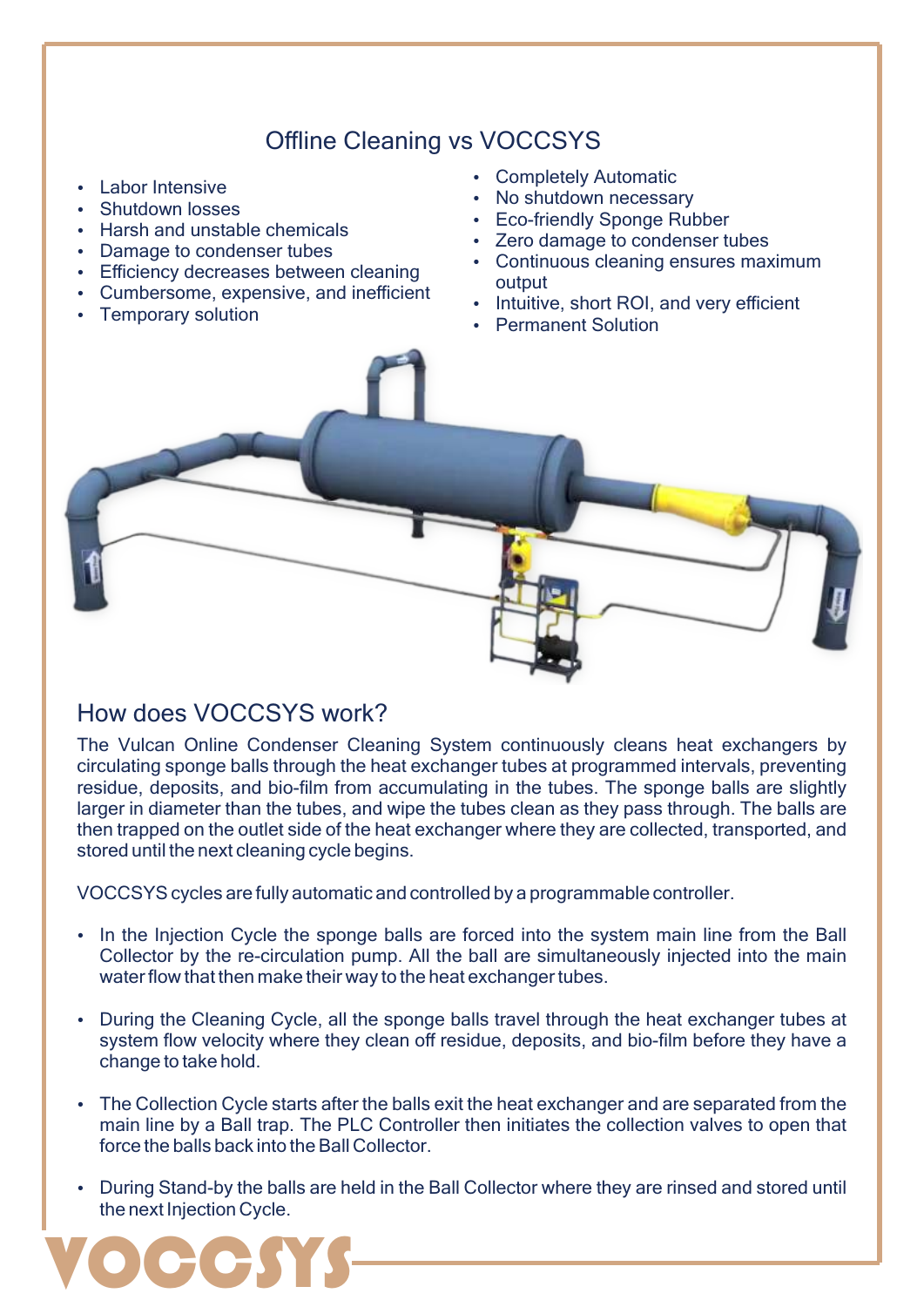## Offline Cleaning vs VOCCSYS

- Labor Intensive
- Shutdown losses
- Harsh and unstable chemicals
- Damage to condenser tubes
- Efficiency decreases between cleaning
- Cumbersome, expensive, and inefficient
- Temporary solution

- Completely Automatic
- No shutdown necessary
- Eco-friendly Sponge Rubber
- Zero damage to condenser tubes
- Continuous cleaning ensures maximum output
- Intuitive, short ROI, and very efficient
- Permanent Solution

## How does VOCCSYS work?

The Vulcan Online Condenser Cleaning System continuously cleans heat exchangers by circulating sponge balls through the heat exchanger tubes at programmed intervals, preventing residue, deposits, and bio-film from accumulating in the tubes. The sponge balls are slightly larger in diameter than the tubes, and wipe the tubes clean as they pass through. The balls are then trapped on the outlet side of the heat exchanger where they are collected, transported, and stored until the next cleaning cycle begins.

VOCCSYS cycles are fully automatic and controlled by a programmable controller.

- In the Injection Cycle the sponge balls are forced into the system main line from the Ball Collector by the re-circulation pump. All the ball are simultaneously injected into the main water flow that then make their way to the heat exchanger tubes.

- During the Cleaning Cycle, all the sponge balls travel through the heat exchanger tubes at system flow velocity where they clean off residue, deposits, and bio-film before they have a change to take hold.

- The Collection Cycle starts after the balls exit the heat exchanger and are separated from the main line by a Ball trap. The PLC Controller then initiates the collection valves to open that force the balls back into the Ball Collector.

- During Stand-by the balls are held in the Ball Collector where they are rinsed and stored until the next Injection Cycle.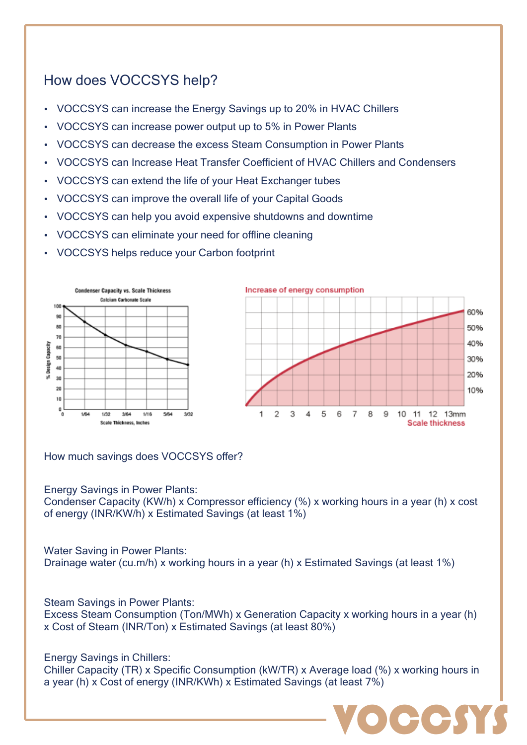## How does VOCCSYS help?

- VOCCSYS can increase the Energy Savings up to 20% in HVAC Chillers
- VOCCSYS can increase power output up to 5% in Power Plants
- VOCCSYS can decrease the excess Steam Consumption in Power Plants
- VOCCSYS can Increase Heat Transfer Coefficient of HVAC Chillers and Condensers
- VOCCSYS can extend the life of your Heat Exchanger tubes
- VOCCSYS can improve the overall life of your Capital Goods
- VOCCSYS can help you avoid expensive shutdowns and downtime
- VOCCSYS can eliminate your need for offline cleaning
- VOCCSYS helps reduce your Carbon footprint

How much savings does VOCCSYS offer?

Energy Savings in Power Plants:
Condenser Capacity (KW/h) x Compressor efficiency (%) x working hours in a year (h) x cost of energy (INR/KW/h) x Estimated Savings (at least 1%)

Water Saving in Power Plants:
Drainage water (cu.m/h) x working hours in a year (h) x Estimated Savings (at least 1%)

Steam Savings in Power Plants:
Excess Steam Consumption (Ton/MWh) x Generation Capacity x working hours in a year (h) x Cost of Steam (INR/Ton) x Estimated Savings (at least 80%)

Energy Savings in Chillers:
Chiller Capacity (TR) x Specific Consumption (kW/TR) x Average load (%) x working hours in a year (h) x Cost of energy (INR/KWh) x Estimated Savings (at least 7%)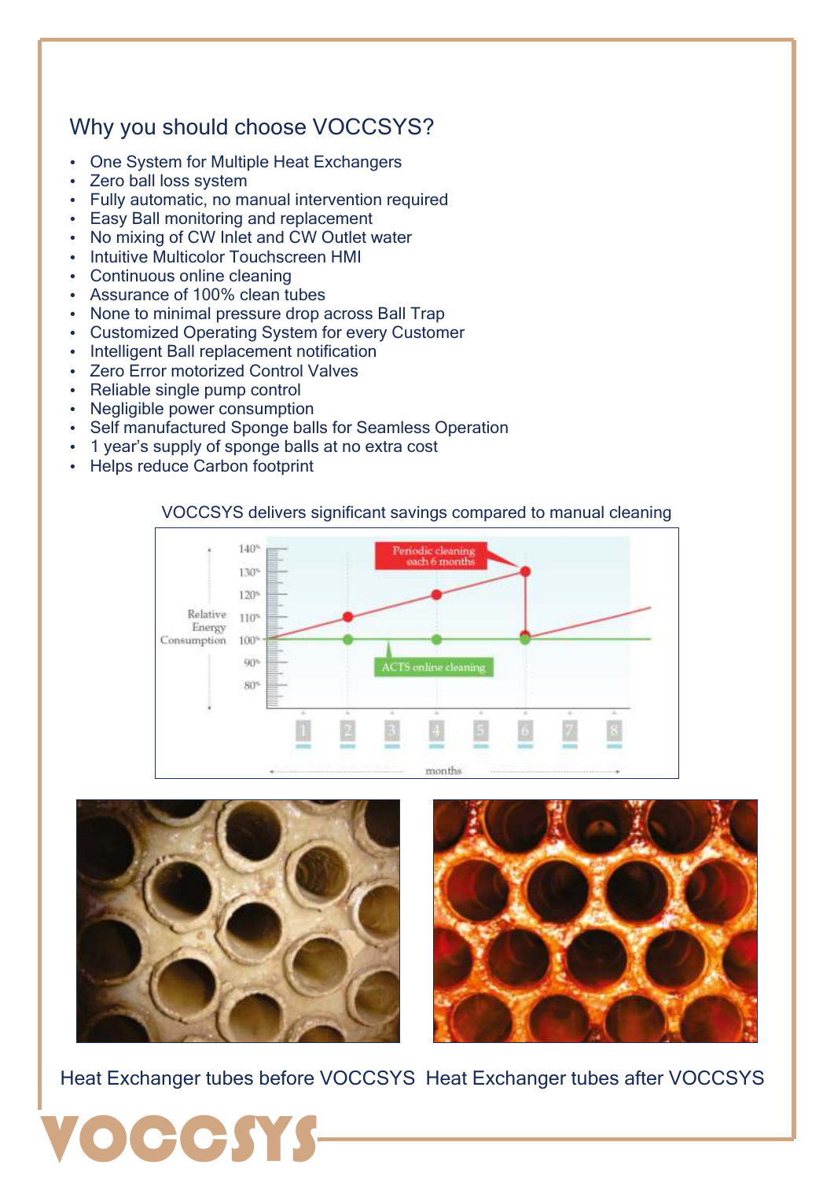## Why you should choose VOCCSYS?

- One System for Multiple Heat Exchangers
- Zero ball loss system
- Fully automatic, no manual intervention required
- Easy Ball monitoring and replacement
- No mixing of CW Inlet and CW Outlet water
- Intuitive Multicolor Touchscreen HMI
- Continuous online cleaning
- Assurance of 100% clean tubes
- None to minimal pressure drop across Ball Trap
- Customized Operating System for every Customer
- Intelligent Ball replacement notification
- Zero Error motorized Control Valves
- Reliable single pump control
- Negligible power consumption
- Self manufactured Sponge balls for Seamless Operation
- 1 year's supply of sponge balls at no extra cost
- Helps reduce Carbon footprint

VOCCSYS delivers significant savings compared to manual cleaning

Heat Exchanger tubes before VOCCSYS

Heat Exchanger tubes after VOCCSYS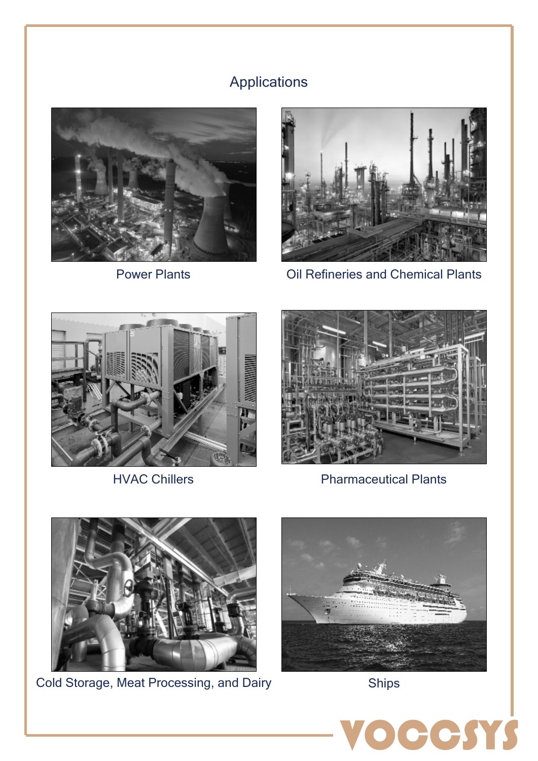## Applications

Power Plants

Oil Refineries and Chemical Plants

HVAC Chillers

Pharmaceutical Plants

Cold Storage, Meat Processing, and Dairy

Ships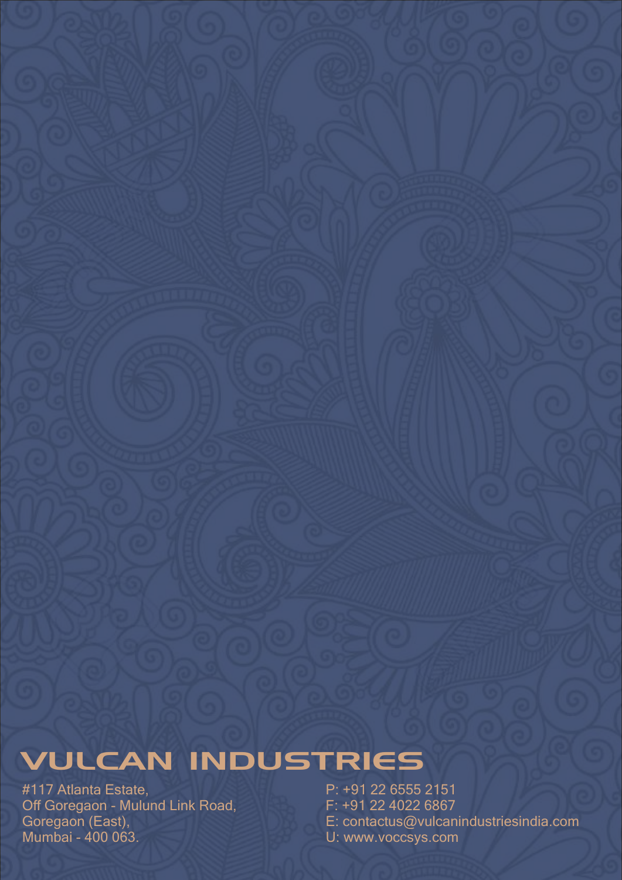# VULCAN INDUSTRIES

#117 Atlanta Estate,
Off Goregaon - Mulund Link Road,
Goregaon (East),
Mumbai - 400 063.

P: +91 22 6555 2151
F: +91 22 4022 6867
E: contactus@vulcanindustriesindia.com
U: www.voccsys.com